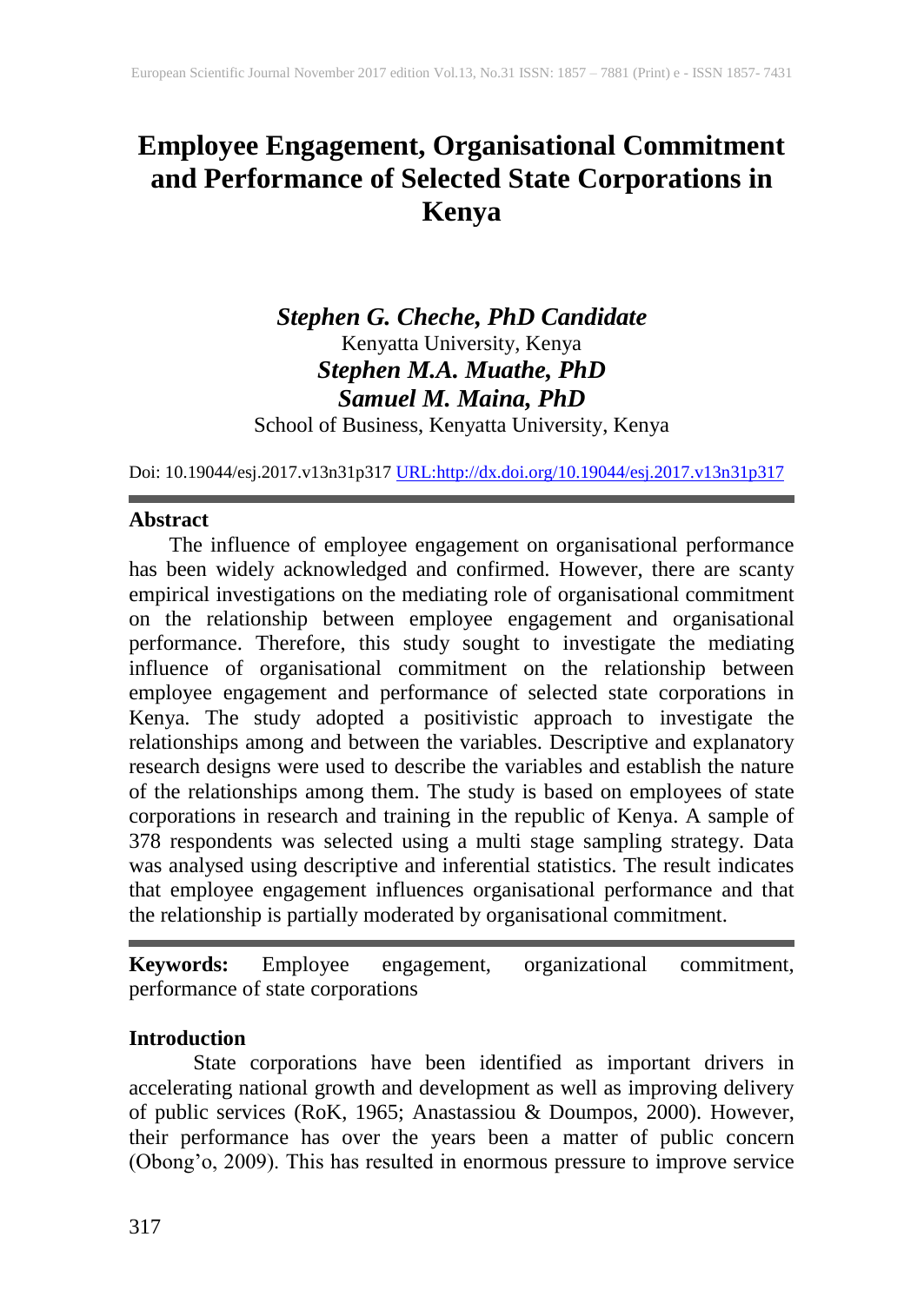# Employee Engagement, Organisational Commitment and Performance of Selected State Corporations in Kenya

***Stephen G. Cheche, PhD Candidate***
Kenyatta University, Kenya
***Stephen M.A. Muathe, PhD***
***Samuel M. Maina, PhD***
School of Business, Kenyatta University, Kenya

Doi: 10.19044/esj.2017.v13n31p317 [URL:http://dx.doi.org/10.19044/esj.2017.v13n31p317](http://dx.doi.org/10.19044/esj.2017.v13n31p317)

## Abstract

The influence of employee engagement on organisational performance has been widely acknowledged and confirmed. However, there are scanty empirical investigations on the mediating role of organisational commitment on the relationship between employee engagement and organisational performance. Therefore, this study sought to investigate the mediating influence of organisational commitment on the relationship between employee engagement and performance of selected state corporations in Kenya. The study adopted a positivistic approach to investigate the relationships among and between the variables. Descriptive and explanatory research designs were used to describe the variables and establish the nature of the relationships among them. The study is based on employees of state corporations in research and training in the republic of Kenya. A sample of 378 respondents was selected using a multi stage sampling strategy. Data was analysed using descriptive and inferential statistics. The result indicates that employee engagement influences organisational performance and that the relationship is partially moderated by organisational commitment.

**Keywords:** Employee engagement, organizational commitment, performance of state corporations

## Introduction

State corporations have been identified as important drivers in accelerating national growth and development as well as improving delivery of public services (RoK, 1965; Anastassiou & Doumpos, 2000). However, their performance has over the years been a matter of public concern (Obong'o, 2009). This has resulted in enormous pressure to improve service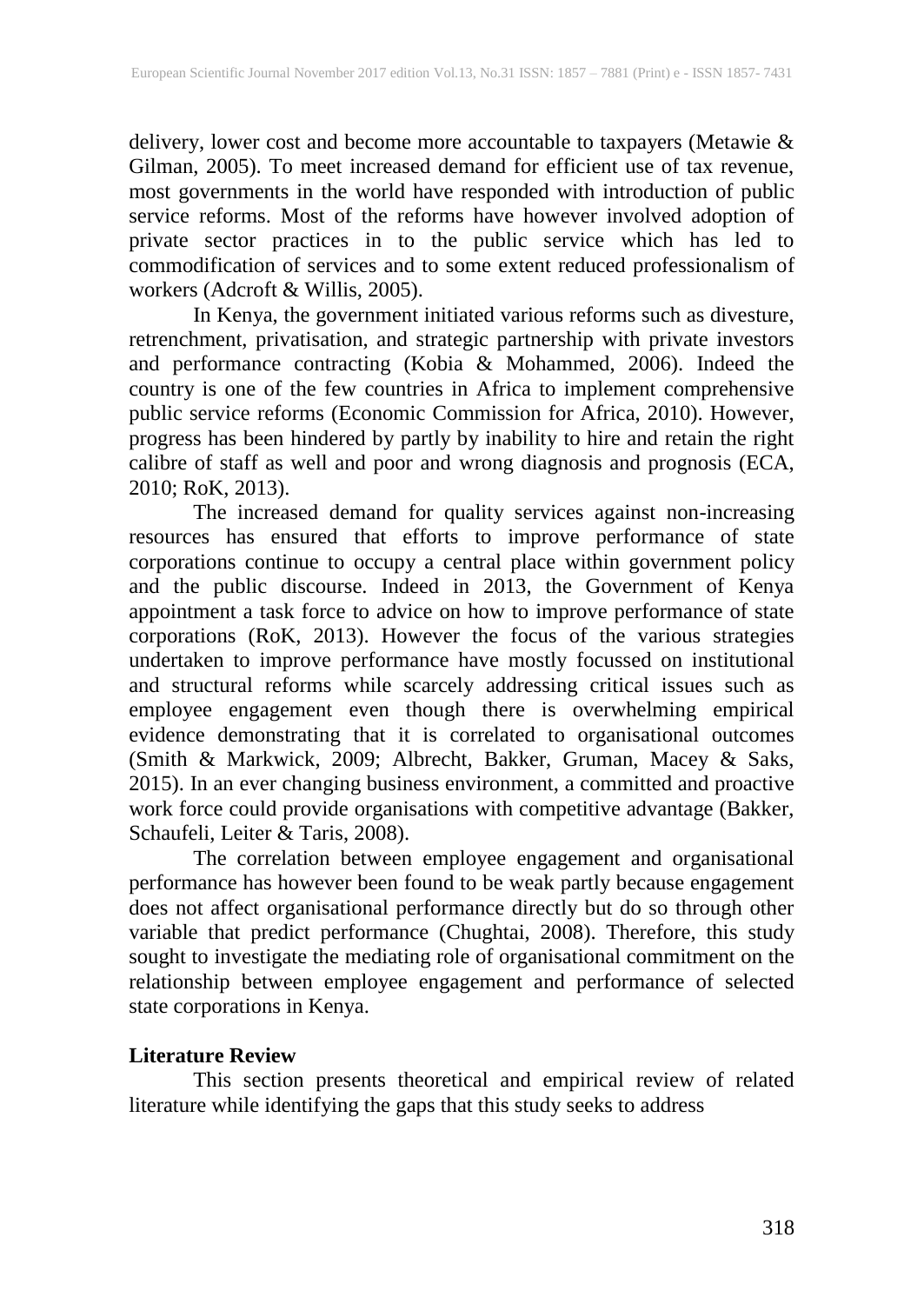delivery, lower cost and become more accountable to taxpayers (Metawie & Gilman, 2005). To meet increased demand for efficient use of tax revenue, most governments in the world have responded with introduction of public service reforms. Most of the reforms have however involved adoption of private sector practices in to the public service which has led to commodification of services and to some extent reduced professionalism of workers (Adcroft & Willis, 2005).

In Kenya, the government initiated various reforms such as divesture, retrenchment, privatisation, and strategic partnership with private investors and performance contracting (Kobia & Mohammed, 2006). Indeed the country is one of the few countries in Africa to implement comprehensive public service reforms (Economic Commission for Africa, 2010). However, progress has been hindered by partly by inability to hire and retain the right calibre of staff as well and poor and wrong diagnosis and prognosis (ECA, 2010; RoK, 2013).

The increased demand for quality services against non-increasing resources has ensured that efforts to improve performance of state corporations continue to occupy a central place within government policy and the public discourse. Indeed in 2013, the Government of Kenya appointment a task force to advice on how to improve performance of state corporations (RoK, 2013). However the focus of the various strategies undertaken to improve performance have mostly focussed on institutional and structural reforms while scarcely addressing critical issues such as employee engagement even though there is overwhelming empirical evidence demonstrating that it is correlated to organisational outcomes (Smith & Markwick, 2009; Albrecht, Bakker, Gruman, Macey & Saks, 2015). In an ever changing business environment, a committed and proactive work force could provide organisations with competitive advantage (Bakker, Schaufeli, Leiter & Taris, 2008).

The correlation between employee engagement and organisational performance has however been found to be weak partly because engagement does not affect organisational performance directly but do so through other variable that predict performance (Chughtai, 2008). Therefore, this study sought to investigate the mediating role of organisational commitment on the relationship between employee engagement and performance of selected state corporations in Kenya.

## Literature Review

This section presents theoretical and empirical review of related literature while identifying the gaps that this study seeks to address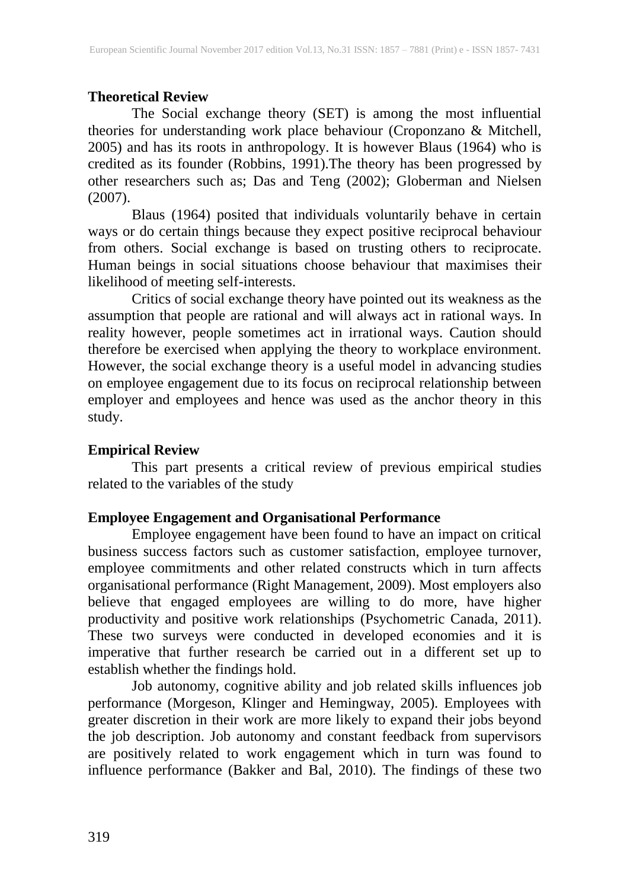## Theoretical Review

The Social exchange theory (SET) is among the most influential theories for understanding work place behaviour (Croponzano & Mitchell, 2005) and has its roots in anthropology. It is however Blaus (1964) who is credited as its founder (Robbins, 1991).The theory has been progressed by other researchers such as; Das and Teng (2002); Globerman and Nielsen (2007).

Blaus (1964) posited that individuals voluntarily behave in certain ways or do certain things because they expect positive reciprocal behaviour from others. Social exchange is based on trusting others to reciprocate. Human beings in social situations choose behaviour that maximises their likelihood of meeting self-interests.

Critics of social exchange theory have pointed out its weakness as the assumption that people are rational and will always act in rational ways. In reality however, people sometimes act in irrational ways. Caution should therefore be exercised when applying the theory to workplace environment. However, the social exchange theory is a useful model in advancing studies on employee engagement due to its focus on reciprocal relationship between employer and employees and hence was used as the anchor theory in this study.

## Empirical Review

This part presents a critical review of previous empirical studies related to the variables of the study

### Employee Engagement and Organisational Performance

Employee engagement have been found to have an impact on critical business success factors such as customer satisfaction, employee turnover, employee commitments and other related constructs which in turn affects organisational performance (Right Management, 2009). Most employers also believe that engaged employees are willing to do more, have higher productivity and positive work relationships (Psychometric Canada, 2011). These two surveys were conducted in developed economies and it is imperative that further research be carried out in a different set up to establish whether the findings hold.

Job autonomy, cognitive ability and job related skills influences job performance (Morgeson, Klinger and Hemingway, 2005). Employees with greater discretion in their work are more likely to expand their jobs beyond the job description. Job autonomy and constant feedback from supervisors are positively related to work engagement which in turn was found to influence performance (Bakker and Bal, 2010). The findings of these two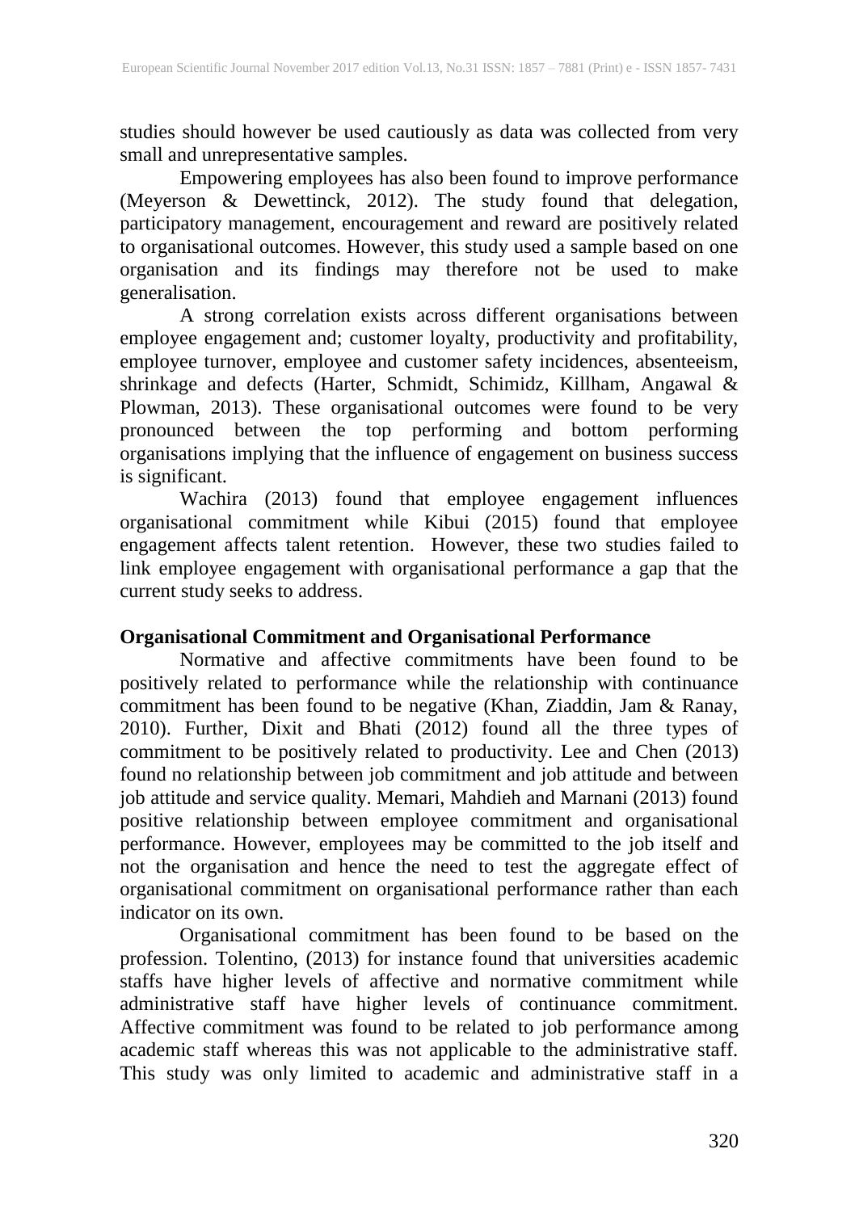studies should however be used cautiously as data was collected from very small and unrepresentative samples.

Empowering employees has also been found to improve performance (Meyerson & Dewettinck, 2012). The study found that delegation, participatory management, encouragement and reward are positively related to organisational outcomes. However, this study used a sample based on one organisation and its findings may therefore not be used to make generalisation.

A strong correlation exists across different organisations between employee engagement and; customer loyalty, productivity and profitability, employee turnover, employee and customer safety incidences, absenteeism, shrinkage and defects (Harter, Schmidt, Schimidz, Killham, Angawal & Plowman, 2013). These organisational outcomes were found to be very pronounced between the top performing and bottom performing organisations implying that the influence of engagement on business success is significant.

Wachira (2013) found that employee engagement influences organisational commitment while Kibui (2015) found that employee engagement affects talent retention. However, these two studies failed to link employee engagement with organisational performance a gap that the current study seeks to address.

**Organisational Commitment and Organisational Performance**

Normative and affective commitments have been found to be positively related to performance while the relationship with continuance commitment has been found to be negative (Khan, Ziaddin, Jam & Ranay, 2010). Further, Dixit and Bhati (2012) found all the three types of commitment to be positively related to productivity. Lee and Chen (2013) found no relationship between job commitment and job attitude and between job attitude and service quality. Memari, Mahdieh and Marnani (2013) found positive relationship between employee commitment and organisational performance. However, employees may be committed to the job itself and not the organisation and hence the need to test the aggregate effect of organisational commitment on organisational performance rather than each indicator on its own.

Organisational commitment has been found to be based on the profession. Tolentino, (2013) for instance found that universities academic staffs have higher levels of affective and normative commitment while administrative staff have higher levels of continuance commitment. Affective commitment was found to be related to job performance among academic staff whereas this was not applicable to the administrative staff. This study was only limited to academic and administrative staff in a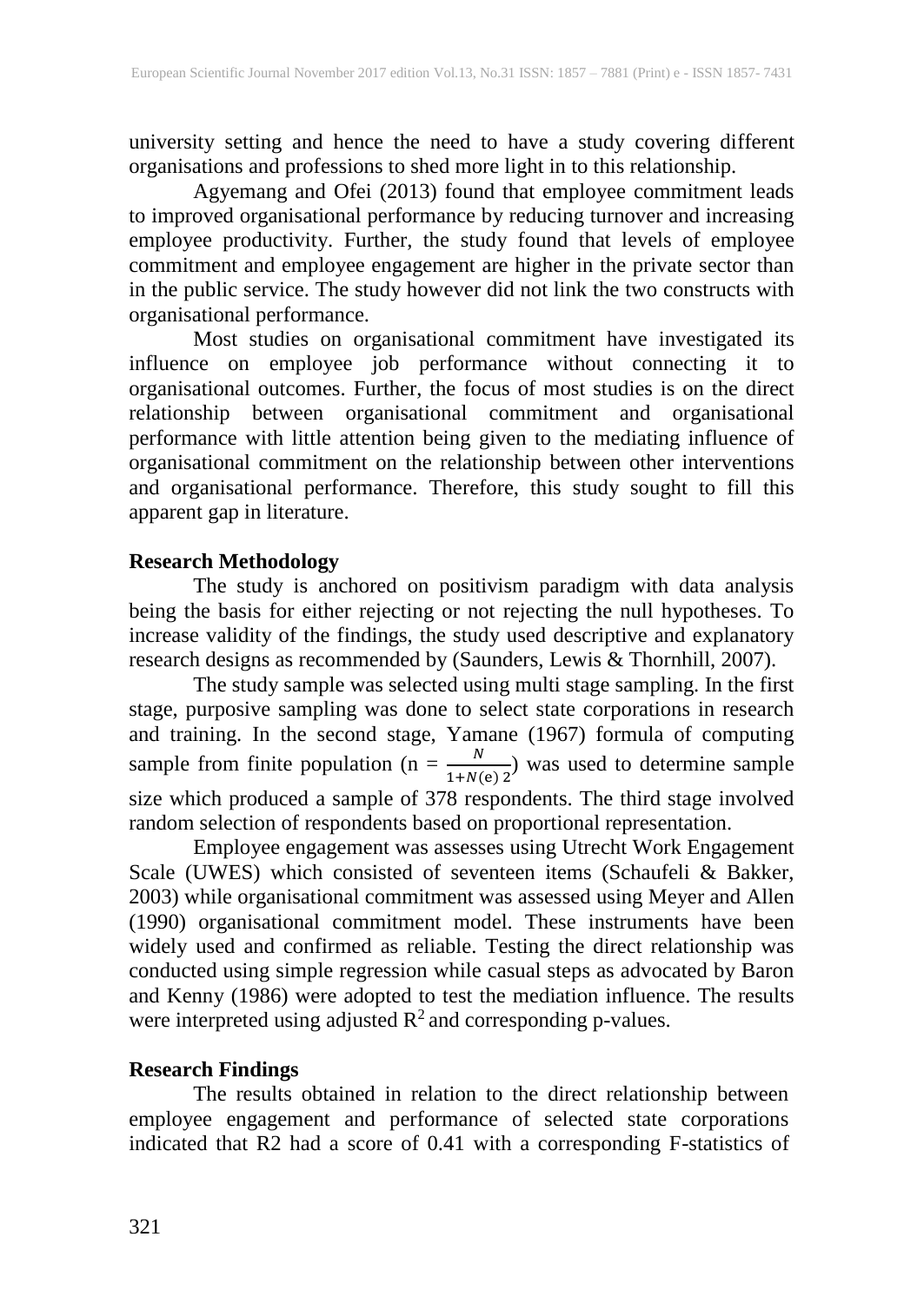university setting and hence the need to have a study covering different organisations and professions to shed more light in to this relationship.

Agyemang and Ofei (2013) found that employee commitment leads to improved organisational performance by reducing turnover and increasing employee productivity. Further, the study found that levels of employee commitment and employee engagement are higher in the private sector than in the public service. The study however did not link the two constructs with organisational performance.

Most studies on organisational commitment have investigated its influence on employee job performance without connecting it to organisational outcomes. Further, the focus of most studies is on the direct relationship between organisational commitment and organisational performance with little attention being given to the mediating influence of organisational commitment on the relationship between other interventions and organisational performance. Therefore, this study sought to fill this apparent gap in literature.

**Research Methodology**

The study is anchored on positivism paradigm with data analysis being the basis for either rejecting or not rejecting the null hypotheses. To increase validity of the findings, the study used descriptive and explanatory research designs as recommended by (Saunders, Lewis & Thornhill, 2007).

The study sample was selected using multi stage sampling. In the first stage, purposive sampling was done to select state corporations in research and training. In the second stage, Yamane (1967) formula of computing sample from finite population ($n = \frac{N}{1+N(e)\,2}$) was used to determine sample size which produced a sample of 378 respondents. The third stage involved random selection of respondents based on proportional representation.

Employee engagement was assesses using Utrecht Work Engagement Scale (UWES) which consisted of seventeen items (Schaufeli & Bakker, 2003) while organisational commitment was assessed using Meyer and Allen (1990) organisational commitment model. These instruments have been widely used and confirmed as reliable. Testing the direct relationship was conducted using simple regression while casual steps as advocated by Baron and Kenny (1986) were adopted to test the mediation influence. The results were interpreted using adjusted $R^2$ and corresponding p-values.

**Research Findings**

The results obtained in relation to the direct relationship between employee engagement and performance of selected state corporations indicated that R2 had a score of 0.41 with a corresponding F-statistics of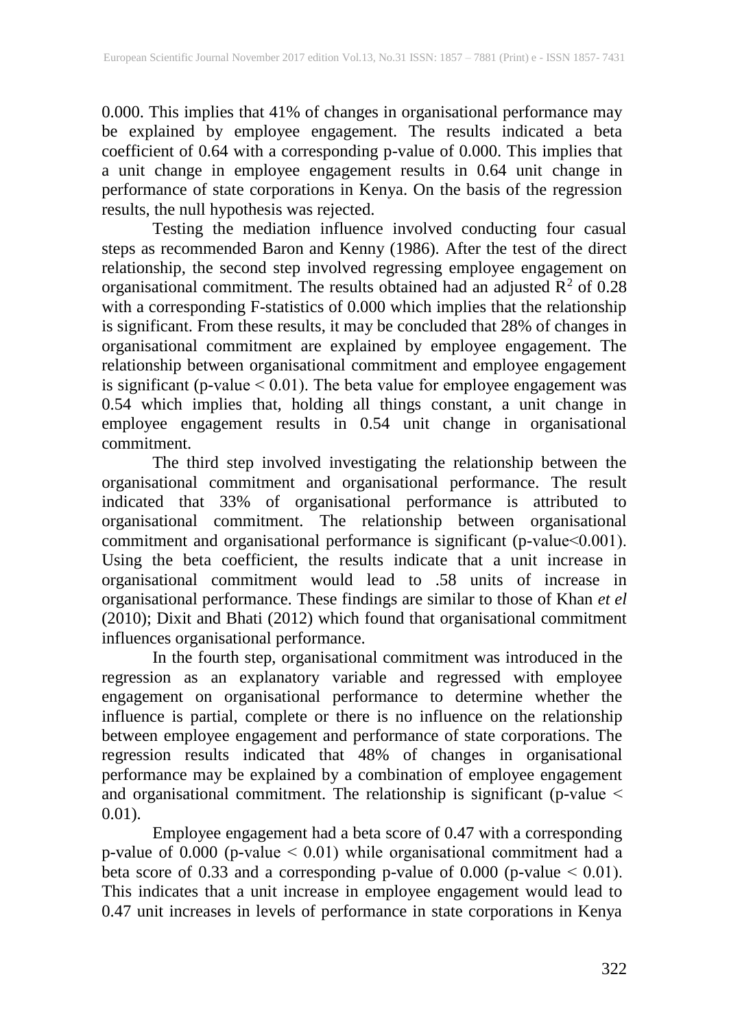0.000. This implies that 41% of changes in organisational performance may be explained by employee engagement. The results indicated a beta coefficient of 0.64 with a corresponding p-value of 0.000. This implies that a unit change in employee engagement results in 0.64 unit change in performance of state corporations in Kenya. On the basis of the regression results, the null hypothesis was rejected.

Testing the mediation influence involved conducting four casual steps as recommended Baron and Kenny (1986). After the test of the direct relationship, the second step involved regressing employee engagement on organisational commitment. The results obtained had an adjusted $R^2$ of 0.28 with a corresponding F-statistics of 0.000 which implies that the relationship is significant. From these results, it may be concluded that 28% of changes in organisational commitment are explained by employee engagement. The relationship between organisational commitment and employee engagement is significant ($p\text{-value} < 0.01$). The beta value for employee engagement was 0.54 which implies that, holding all things constant, a unit change in employee engagement results in 0.54 unit change in organisational commitment.

The third step involved investigating the relationship between the organisational commitment and organisational performance. The result indicated that 33% of organisational performance is attributed to organisational commitment. The relationship between organisational commitment and organisational performance is significant ($p\text{-value} < 0.001$). Using the beta coefficient, the results indicate that a unit increase in organisational commitment would lead to .58 units of increase in organisational performance. These findings are similar to those of Khan *et el* (2010); Dixit and Bhati (2012) which found that organisational commitment influences organisational performance.

In the fourth step, organisational commitment was introduced in the regression as an explanatory variable and regressed with employee engagement on organisational performance to determine whether the influence is partial, complete or there is no influence on the relationship between employee engagement and performance of state corporations. The regression results indicated that 48% of changes in organisational performance may be explained by a combination of employee engagement and organisational commitment. The relationship is significant ($p\text{-value} < 0.01$).

Employee engagement had a beta score of 0.47 with a corresponding p-value of 0.000 ($p\text{-value} < 0.01$) while organisational commitment had a beta score of 0.33 and a corresponding p-value of 0.000 ($p\text{-value} < 0.01$). This indicates that a unit increase in employee engagement would lead to 0.47 unit increases in levels of performance in state corporations in Kenya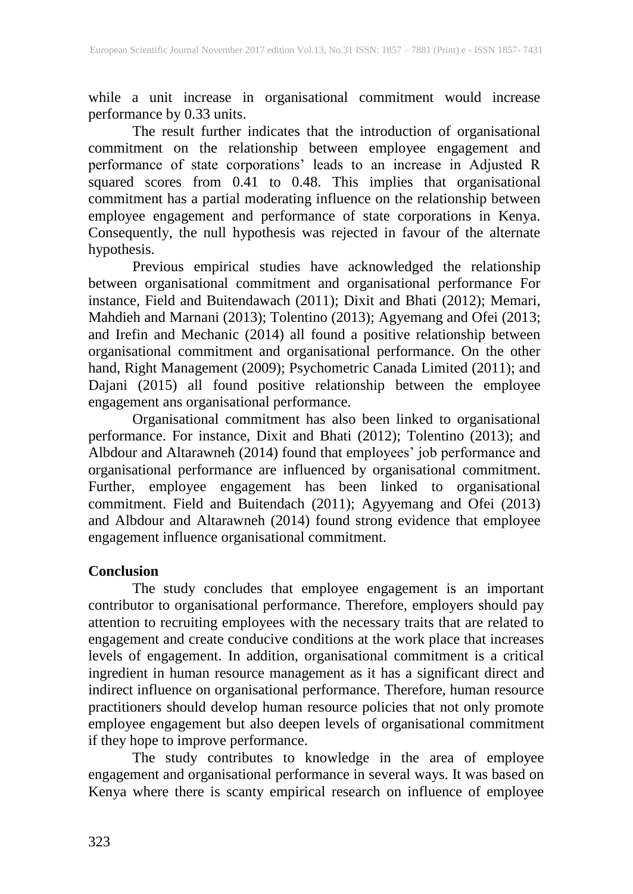while a unit increase in organisational commitment would increase performance by 0.33 units.

The result further indicates that the introduction of organisational commitment on the relationship between employee engagement and performance of state corporations' leads to an increase in Adjusted R squared scores from 0.41 to 0.48. This implies that organisational commitment has a partial moderating influence on the relationship between employee engagement and performance of state corporations in Kenya. Consequently, the null hypothesis was rejected in favour of the alternate hypothesis.

Previous empirical studies have acknowledged the relationship between organisational commitment and organisational performance For instance, Field and Buitendawach (2011); Dixit and Bhati (2012); Memari, Mahdieh and Marnani (2013); Tolentino (2013); Agyemang and Ofei (2013; and Irefin and Mechanic (2014) all found a positive relationship between organisational commitment and organisational performance. On the other hand, Right Management (2009); Psychometric Canada Limited (2011); and Dajani (2015) all found positive relationship between the employee engagement ans organisational performance.

Organisational commitment has also been linked to organisational performance. For instance, Dixit and Bhati (2012); Tolentino (2013); and Albdour and Altarawneh (2014) found that employees' job performance and organisational performance are influenced by organisational commitment. Further, employee engagement has been linked to organisational commitment. Field and Buitendach (2011); Agyyemang and Ofei (2013) and Albdour and Altarawneh (2014) found strong evidence that employee engagement influence organisational commitment.

## Conclusion

The study concludes that employee engagement is an important contributor to organisational performance. Therefore, employers should pay attention to recruiting employees with the necessary traits that are related to engagement and create conducive conditions at the work place that increases levels of engagement. In addition, organisational commitment is a critical ingredient in human resource management as it has a significant direct and indirect influence on organisational performance. Therefore, human resource practitioners should develop human resource policies that not only promote employee engagement but also deepen levels of organisational commitment if they hope to improve performance.

The study contributes to knowledge in the area of employee engagement and organisational performance in several ways. It was based on Kenya where there is scanty empirical research on influence of employee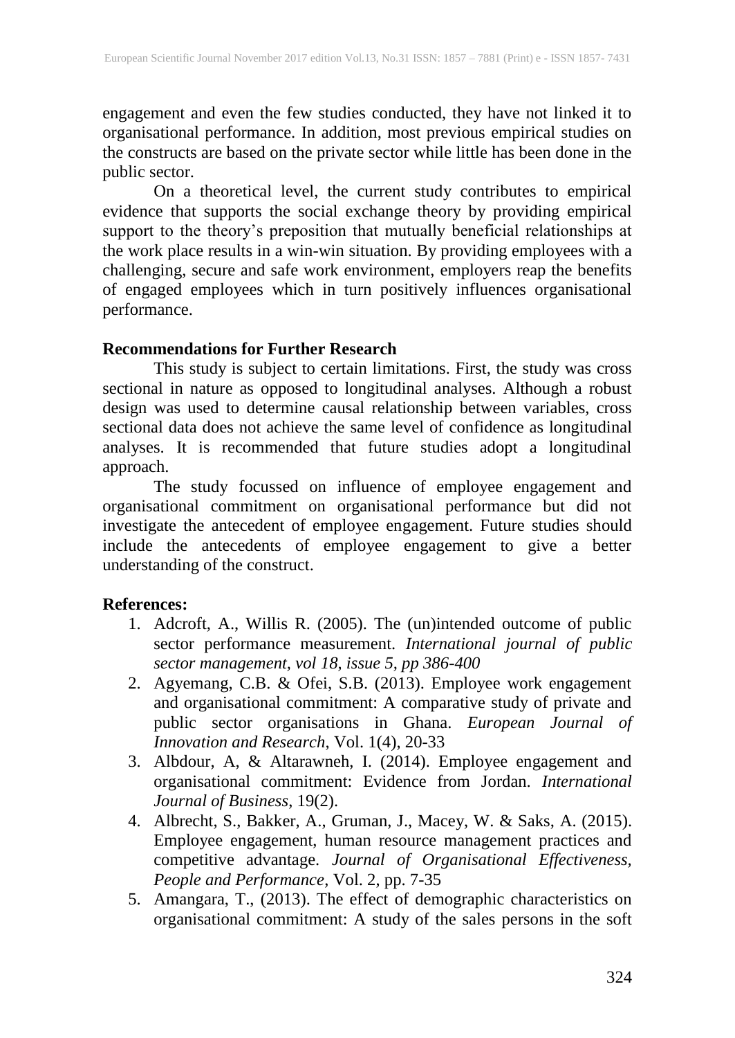engagement and even the few studies conducted, they have not linked it to organisational performance. In addition, most previous empirical studies on the constructs are based on the private sector while little has been done in the public sector.

On a theoretical level, the current study contributes to empirical evidence that supports the social exchange theory by providing empirical support to the theory's preposition that mutually beneficial relationships at the work place results in a win-win situation. By providing employees with a challenging, secure and safe work environment, employers reap the benefits of engaged employees which in turn positively influences organisational performance.

**Recommendations for Further Research**

This study is subject to certain limitations. First, the study was cross sectional in nature as opposed to longitudinal analyses. Although a robust design was used to determine causal relationship between variables, cross sectional data does not achieve the same level of confidence as longitudinal analyses. It is recommended that future studies adopt a longitudinal approach.

The study focussed on influence of employee engagement and organisational commitment on organisational performance but did not investigate the antecedent of employee engagement. Future studies should include the antecedents of employee engagement to give a better understanding of the construct.

**References:**

1. Adcroft, A., Willis R. (2005). The (un)intended outcome of public sector performance measurement. *International journal of public sector management, vol 18, issue 5, pp 386-400*
2. Agyemang, C.B. & Ofei, S.B. (2013). Employee work engagement and organisational commitment: A comparative study of private and public sector organisations in Ghana. *European Journal of Innovation and Research*, Vol. 1(4), 20-33
3. Albdour, A, & Altarawneh, I. (2014). Employee engagement and organisational commitment: Evidence from Jordan. *International Journal of Business,* 19(2).
4. Albrecht, S., Bakker, A., Gruman, J., Macey, W. & Saks, A. (2015). Employee engagement, human resource management practices and competitive advantage. *Journal of Organisational Effectiveness, People and Performance,* Vol. 2, pp. 7-35
5. Amangara, T., (2013). The effect of demographic characteristics on organisational commitment: A study of the sales persons in the soft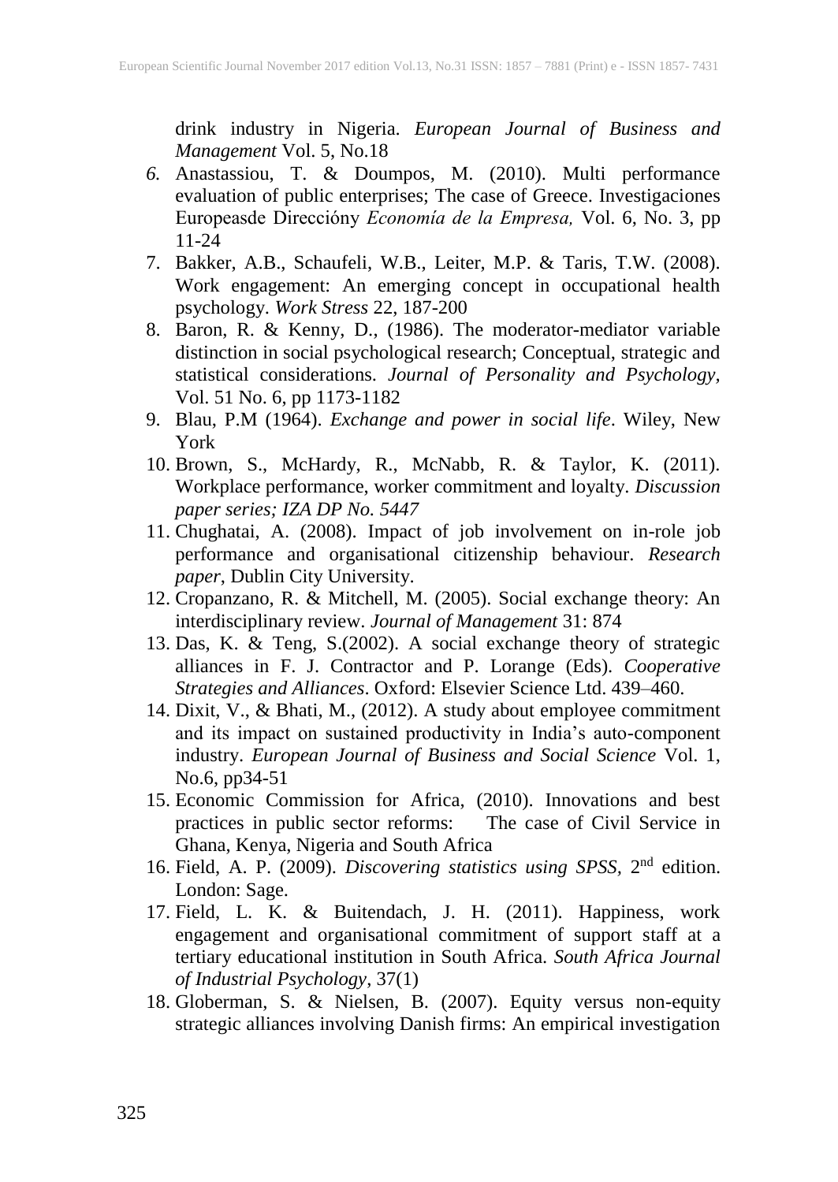drink industry in Nigeria. *European Journal of Business and Management* Vol. 5, No.18

6. Anastassiou, T. & Doumpos, M. (2010). Multi performance evaluation of public enterprises; The case of Greece. Investigaciones Europeasde Direccióny *Economía de la Empresa,* Vol. 6, No. 3, pp 11-24
7. Bakker, A.B., Schaufeli, W.B., Leiter, M.P. & Taris, T.W. (2008). Work engagement: An emerging concept in occupational health psychology. *Work Stress* 22, 187-200
8. Baron, R. & Kenny, D., (1986). The moderator-mediator variable distinction in social psychological research; Conceptual, strategic and statistical considerations. *Journal of Personality and Psychology*, Vol. 51 No. 6, pp 1173-1182
9. Blau, P.M (1964). *Exchange and power in social life*. Wiley, New York
10. Brown, S., McHardy, R., McNabb, R. & Taylor, K. (2011). Workplace performance, worker commitment and loyalty. *Discussion paper series; IZA DP No. 5447*
11. Chughatai, A. (2008). Impact of job involvement on in-role job performance and organisational citizenship behaviour. *Research paper*, Dublin City University.
12. Cropanzano, R. & Mitchell, M. (2005). Social exchange theory: An interdisciplinary review. *Journal of Management* 31: 874
13. Das, K. & Teng, S.(2002). A social exchange theory of strategic alliances in F. J. Contractor and P. Lorange (Eds). *Cooperative Strategies and Alliances*. Oxford: Elsevier Science Ltd. 439–460.
14. Dixit, V., & Bhati, M., (2012). A study about employee commitment and its impact on sustained productivity in India's auto-component industry. *European Journal of Business and Social Science* Vol. 1, No.6, pp34-51
15. Economic Commission for Africa, (2010). Innovations and best practices in public sector reforms: The case of Civil Service in Ghana, Kenya, Nigeria and South Africa
16. Field, A. P. (2009). *Discovering statistics using SPSS*, 2nd edition. London: Sage.
17. Field, L. K. & Buitendach, J. H. (2011). Happiness, work engagement and organisational commitment of support staff at a tertiary educational institution in South Africa. *South Africa Journal of Industrial Psychology*, 37(1)
18. Globerman, S. & Nielsen, B. (2007). Equity versus non-equity strategic alliances involving Danish firms: An empirical investigation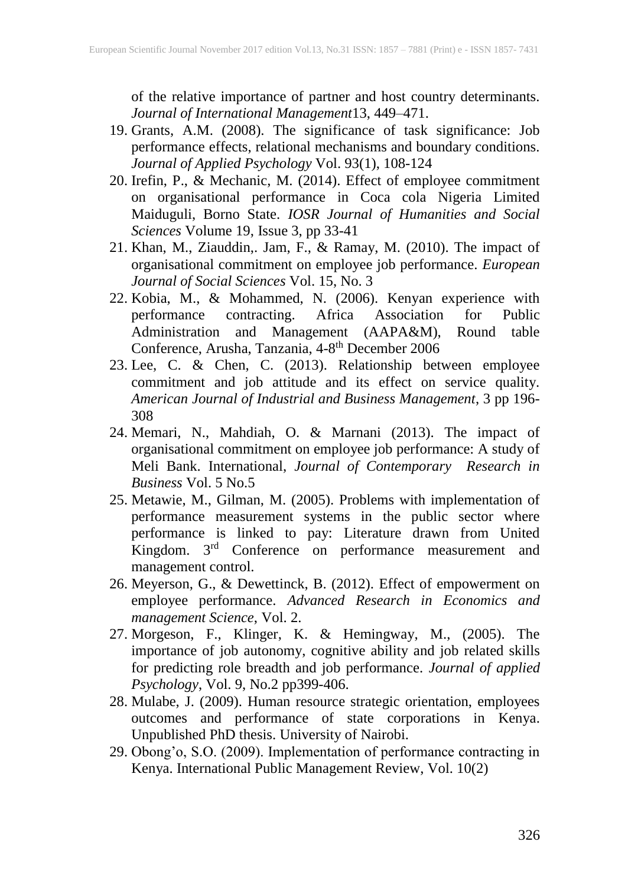of the relative importance of partner and host country determinants. *Journal of International Management*13, 449–471.

19. Grants, A.M. (2008). The significance of task significance: Job performance effects, relational mechanisms and boundary conditions. *Journal of Applied Psychology* Vol. 93(1), 108-124
20. Irefin, P., & Mechanic, M. (2014). Effect of employee commitment on organisational performance in Coca cola Nigeria Limited Maiduguli, Borno State. *IOSR Journal of Humanities and Social Sciences* Volume 19, Issue 3, pp 33-41
21. Khan, M., Ziauddin,. Jam, F., & Ramay, M. (2010). The impact of organisational commitment on employee job performance. *European Journal of Social Sciences* Vol. 15, No. 3
22. Kobia, M., & Mohammed, N. (2006). Kenyan experience with performance contracting. Africa Association for Public Administration and Management (AAPA&M), Round table Conference, Arusha, Tanzania, 4-8th December 2006
23. Lee, C. & Chen, C. (2013). Relationship between employee commitment and job attitude and its effect on service quality. *American Journal of Industrial and Business Management*, 3 pp 196-308
24. Memari, N., Mahdiah, O. & Marnani (2013). The impact of organisational commitment on employee job performance: A study of Meli Bank. International, *Journal of Contemporary Research in Business* Vol. 5 No.5
25. Metawie, M., Gilman, M. (2005). Problems with implementation of performance measurement systems in the public sector where performance is linked to pay: Literature drawn from United Kingdom. 3rd Conference on performance measurement and management control.
26. Meyerson, G., & Dewettinck, B. (2012). Effect of empowerment on employee performance. *Advanced Research in Economics and management Science*, Vol. 2.
27. Morgeson, F., Klinger, K. & Hemingway, M., (2005). The importance of job autonomy, cognitive ability and job related skills for predicting role breadth and job performance. *Journal of applied Psychology*, Vol. 9, No.2 pp399-406.
28. Mulabe, J. (2009). Human resource strategic orientation, employees outcomes and performance of state corporations in Kenya. Unpublished PhD thesis. University of Nairobi.
29. Obong'o, S.O. (2009). Implementation of performance contracting in Kenya. International Public Management Review, Vol. 10(2)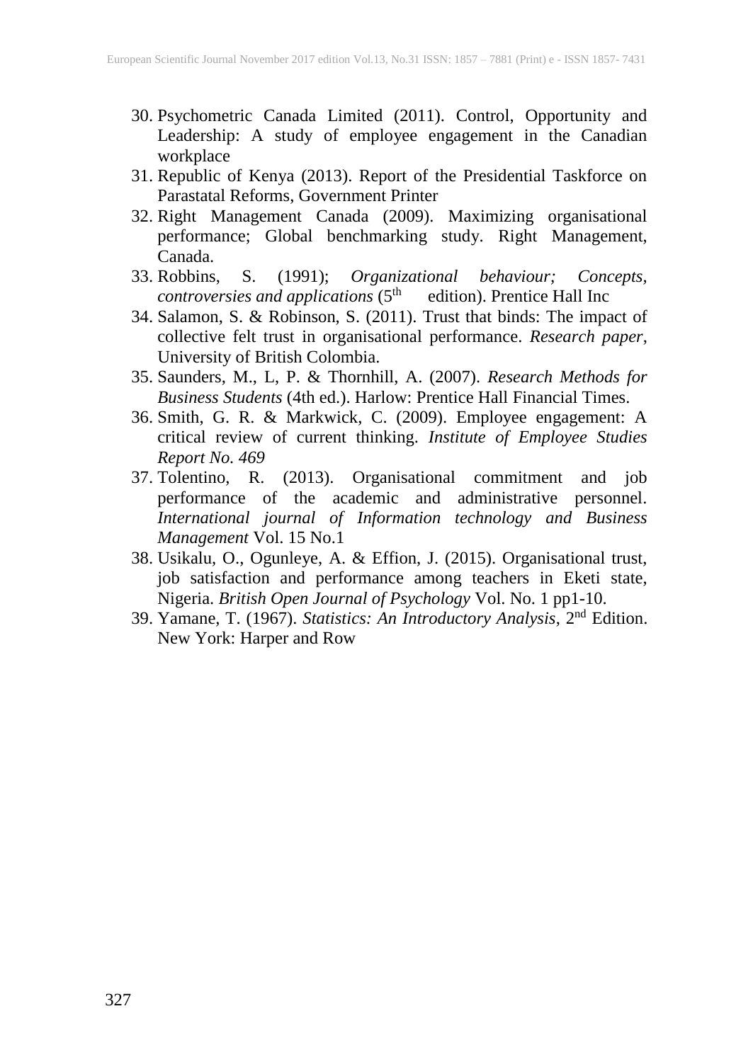30. Psychometric Canada Limited (2011). Control, Opportunity and Leadership: A study of employee engagement in the Canadian workplace
31. Republic of Kenya (2013). Report of the Presidential Taskforce on Parastatal Reforms, Government Printer
32. Right Management Canada (2009). Maximizing organisational performance; Global benchmarking study. Right Management, Canada.
33. Robbins, S. (1991); *Organizational behaviour; Concepts, controversies and applications* (5th edition). Prentice Hall Inc
34. Salamon, S. & Robinson, S. (2011). Trust that binds: The impact of collective felt trust in organisational performance. *Research paper*, University of British Colombia.
35. Saunders, M., L, P. & Thornhill, A. (2007). *Research Methods for Business Students* (4th ed.). Harlow: Prentice Hall Financial Times.
36. Smith, G. R. & Markwick, C. (2009). Employee engagement: A critical review of current thinking. *Institute of Employee Studies Report No. 469*
37. Tolentino, R. (2013). Organisational commitment and job performance of the academic and administrative personnel. *International journal of Information technology and Business Management* Vol. 15 No.1
38. Usikalu, O., Ogunleye, A. & Effion, J. (2015). Organisational trust, job satisfaction and performance among teachers in Eketi state, Nigeria. *British Open Journal of Psychology* Vol. No. 1 pp1-10.
39. Yamane, T. (1967). *Statistics: An Introductory Analysis*, 2nd Edition. New York: Harper and Row